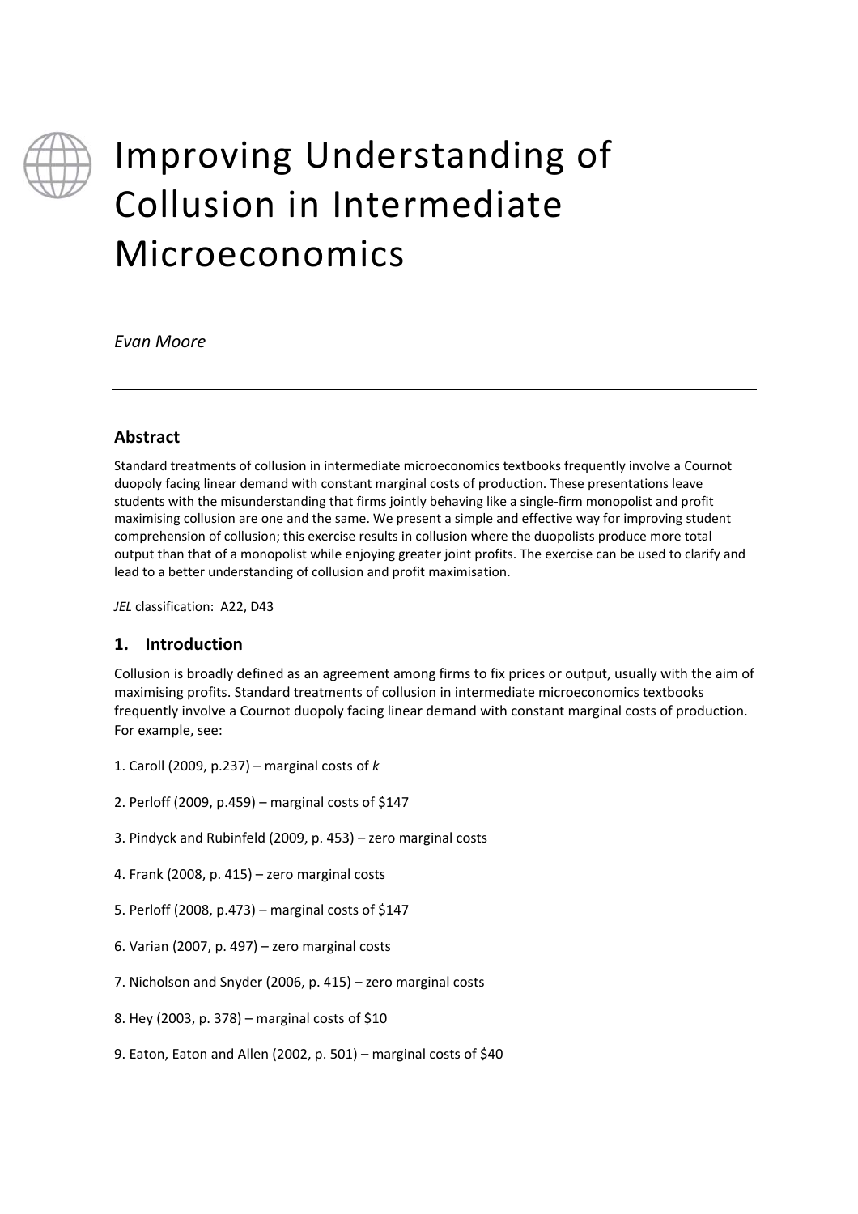# Improving Understanding of Collusion in Intermediate Microeconomics

*Evan Moore*

---

## Abstract

Standard treatments of collusion in intermediate microeconomics textbooks frequently involve a Cournot duopoly facing linear demand with constant marginal costs of production. These presentations leave students with the misunderstanding that firms jointly behaving like a single-firm monopolist and profit maximising collusion are one and the same. We present a simple and effective way for improving student comprehension of collusion; this exercise results in collusion where the duopolists produce more total output than that of a monopolist while enjoying greater joint profits. The exercise can be used to clarify and lead to a better understanding of collusion and profit maximisation.

*JEL* classification: A22, D43

## 1. Introduction

Collusion is broadly defined as an agreement among firms to fix prices or output, usually with the aim of maximising profits. Standard treatments of collusion in intermediate microeconomics textbooks frequently involve a Cournot duopoly facing linear demand with constant marginal costs of production. For example, see:

1. Caroll (2009, p.237) – marginal costs of *k*

2. Perloff (2009, p.459) – marginal costs of $147

3. Pindyck and Rubinfeld (2009, p. 453) – zero marginal costs

4. Frank (2008, p. 415) – zero marginal costs

5. Perloff (2008, p.473) – marginal costs of $147

6. Varian (2007, p. 497) – zero marginal costs

7. Nicholson and Snyder (2006, p. 415) – zero marginal costs

8. Hey (2003, p. 378) – marginal costs of $10

9. Eaton, Eaton and Allen (2002, p. 501) – marginal costs of $40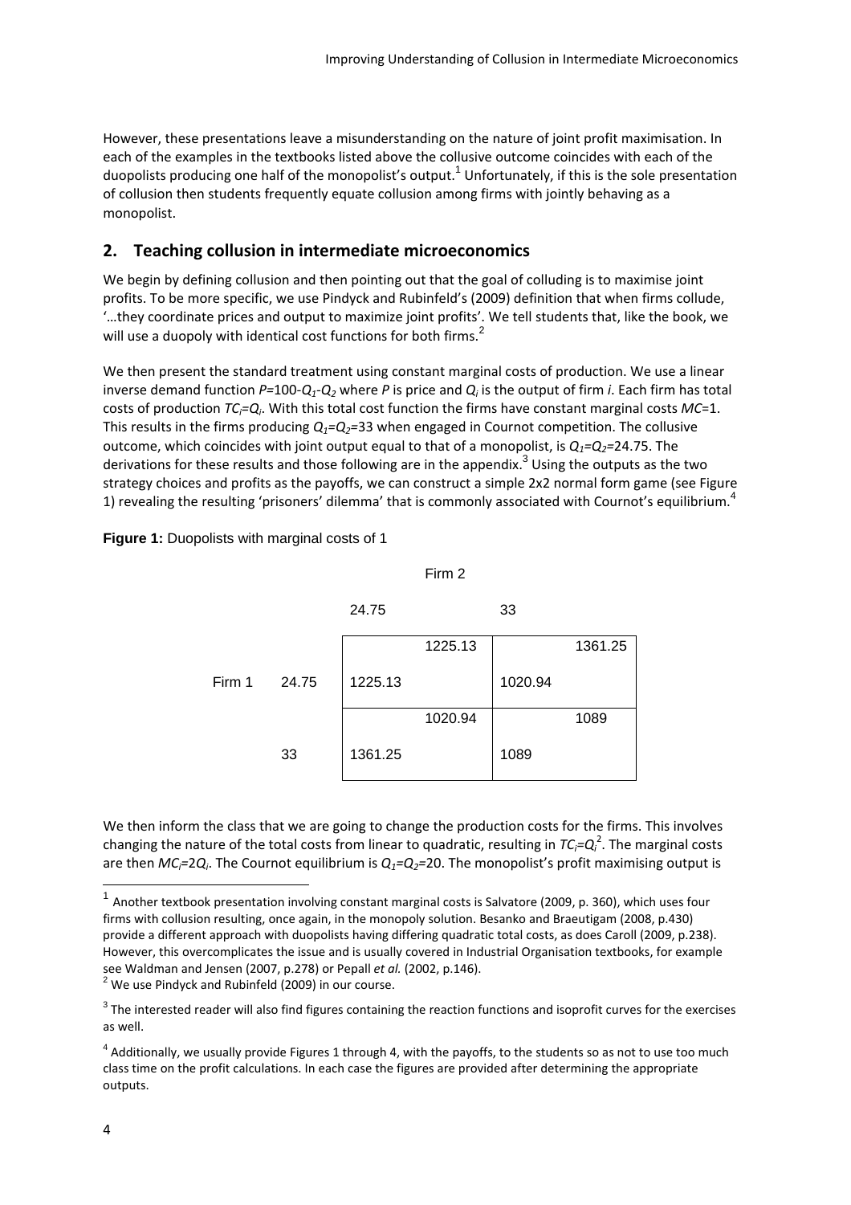However, these presentations leave a misunderstanding on the nature of joint profit maximisation. In each of the examples in the textbooks listed above the collusive outcome coincides with each of the duopolists producing one half of the monopolist's output.[1] Unfortunately, if this is the sole presentation of collusion then students frequently equate collusion among firms with jointly behaving as a monopolist.

## 2. Teaching collusion in intermediate microeconomics

We begin by defining collusion and then pointing out that the goal of colluding is to maximise joint profits. To be more specific, we use Pindyck and Rubinfeld's (2009) definition that when firms collude, '…they coordinate prices and output to maximize joint profits'. We tell students that, like the book, we will use a duopoly with identical cost functions for both firms.[2]

We then present the standard treatment using constant marginal costs of production. We use a linear inverse demand function $P=100-Q_1-Q_2$ where $P$ is price and $Q_i$ is the output of firm $i$. Each firm has total costs of production $TC_i=Q_i$. With this total cost function the firms have constant marginal costs $MC=1$. This results in the firms producing $Q_1=Q_2=33$ when engaged in Cournot competition. The collusive outcome, which coincides with joint output equal to that of a monopolist, is $Q_1=Q_2=24.75$. The derivations for these results and those following are in the appendix.[3] Using the outputs as the two strategy choices and profits as the payoffs, we can construct a simple 2x2 normal form game (see Figure 1) revealing the resulting 'prisoners' dilemma' that is commonly associated with Cournot's equilibrium.[4]

**Figure 1:** Duopolists with marginal costs of 1

| | | Firm 2: 24.75 | Firm 2: 33 |
|---|---|---|---|
| Firm 1 | 24.75 | 1225.13, 1225.13 | 1020.94, 1361.25 |
| | 33 | 1361.25, 1020.94 | 1089, 1089 |

We then inform the class that we are going to change the production costs for the firms. This involves changing the nature of the total costs from linear to quadratic, resulting in $TC_i=Q_i^2$. The marginal costs are then $MC_i=2Q_i$. The Cournot equilibrium is $Q_1=Q_2=20$. The monopolist's profit maximising output is

---

[1] Another textbook presentation involving constant marginal costs is Salvatore (2009, p. 360), which uses four firms with collusion resulting, once again, in the monopoly solution. Besanko and Braeutigam (2008, p.430) provide a different approach with duopolists having differing quadratic total costs, as does Caroll (2009, p.238). However, this overcomplicates the issue and is usually covered in Industrial Organisation textbooks, for example see Waldman and Jensen (2007, p.278) or Pepall *et al.* (2002, p.146).

[2] We use Pindyck and Rubinfeld (2009) in our course.

[3] The interested reader will also find figures containing the reaction functions and isoprofit curves for the exercises as well.

[4] Additionally, we usually provide Figures 1 through 4, with the payoffs, to the students so as not to use too much class time on the profit calculations. In each case the figures are provided after determining the appropriate outputs.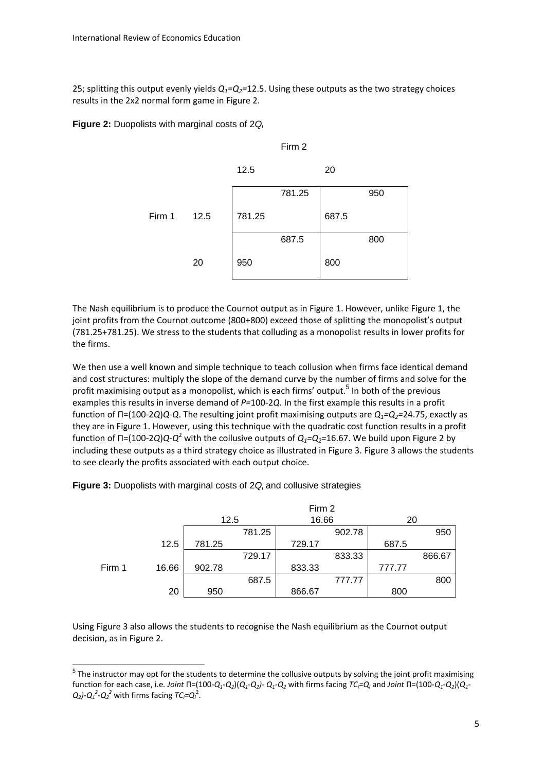25; splitting this output evenly yields $Q_1$=$Q_2$=12.5. Using these outputs as the two strategy choices results in the 2x2 normal form game in Figure 2.

**Figure 2:** Duopolists with marginal costs of 2$Q_i$

| | | Firm 2 | |
|---|---|---|---|
| | | 12.5 | 20 |
| Firm 1 | 12.5 | 781.25, 781.25 | 687.5, 950 |
| | 20 | 950, 687.5 | 800, 800 |

The Nash equilibrium is to produce the Cournot output as in Figure 1. However, unlike Figure 1, the joint profits from the Cournot outcome (800+800) exceed those of splitting the monopolist's output (781.25+781.25). We stress to the students that colluding as a monopolist results in lower profits for the firms.

We then use a well known and simple technique to teach collusion when firms face identical demand and cost structures: multiply the slope of the demand curve by the number of firms and solve for the profit maximising output as a monopolist, which is each firms' output.[5] In both of the previous examples this results in inverse demand of $P$=100-2$Q$. In the first example this results in a profit function of Π=(100-2$Q$)$Q$-$Q$. The resulting joint profit maximising outputs are $Q_1$=$Q_2$=24.75, exactly as they are in Figure 1. However, using this technique with the quadratic cost function results in a profit function of Π=(100-2$Q$)$Q$-$Q^2$ with the collusive outputs of $Q_1$=$Q_2$=16.67. We build upon Figure 2 by including these outputs as a third strategy choice as illustrated in Figure 3. Figure 3 allows the students to see clearly the profits associated with each output choice.

**Figure 3:** Duopolists with marginal costs of 2$Q_i$ and collusive strategies

| | | Firm 2 | | |
|---|---|---|---|---|
| | | 12.5 | 16.66 | 20 |
| Firm 1 | 12.5 | 781.25, 781.25 | 729.17, 902.78 | 687.5, 950 |
| | 16.66 | 902.78, 729.17 | 833.33, 833.33 | 777.77, 866.67 |
| | 20 | 950, 687.5 | 866.67, 777.77 | 800, 800 |

Using Figure 3 also allows the students to recognise the Nash equilibrium as the Cournot output decision, as in Figure 2.

[5] The instructor may opt for the students to determine the collusive outputs by solving the joint profit maximising function for each case, i.e. *Joint* Π=(100-$Q_1$-$Q_2$)($Q_1$-$Q_2$)- $Q_1$-$Q_2$ with firms facing $TC_i$=$Q_i$ and *Joint* Π=(100-$Q_1$-$Q_2$)($Q_1$-$Q_2$)-$Q_1^2$-$Q_2^2$ with firms facing $TC_i$=$Q_i^2$.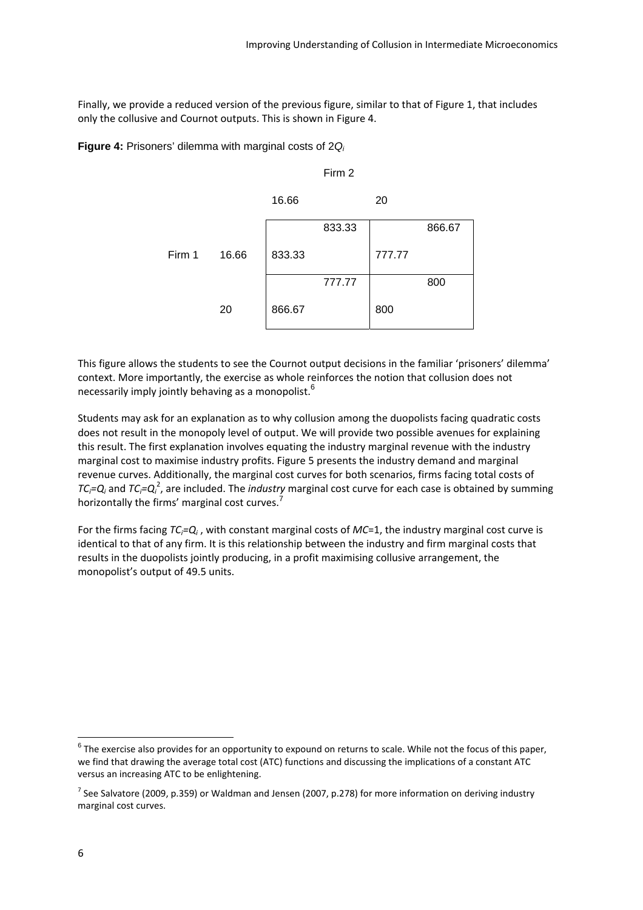Finally, we provide a reduced version of the previous figure, similar to that of Figure 1, that includes only the collusive and Cournot outputs. This is shown in Figure 4.

**Figure 4:** Prisoners' dilemma with marginal costs of $2Q_i$

| | | Firm 2 | |
|---|---|---|---|
| | | 16.66 | 20 |
| Firm 1 | 16.66 | 833.33, 833.33 | 777.77, 866.67 |
| | 20 | 866.67, 777.77 | 800, 800 |

This figure allows the students to see the Cournot output decisions in the familiar 'prisoners' dilemma' context. More importantly, the exercise as whole reinforces the notion that collusion does not necessarily imply jointly behaving as a monopolist.[6]

Students may ask for an explanation as to why collusion among the duopolists facing quadratic costs does not result in the monopoly level of output. We will provide two possible avenues for explaining this result. The first explanation involves equating the industry marginal revenue with the industry marginal cost to maximise industry profits. Figure 5 presents the industry demand and marginal revenue curves. Additionally, the marginal cost curves for both scenarios, firms facing total costs of $TC_i=Q_i$ and $TC_i=Q_i^2$, are included. The *industry* marginal cost curve for each case is obtained by summing horizontally the firms' marginal cost curves.[7]

For the firms facing $TC_i=Q_i$, with constant marginal costs of $MC=1$, the industry marginal cost curve is identical to that of any firm. It is this relationship between the industry and firm marginal costs that results in the duopolists jointly producing, in a profit maximising collusive arrangement, the monopolist's output of 49.5 units.

---

[6] The exercise also provides for an opportunity to expound on returns to scale. While not the focus of this paper, we find that drawing the average total cost (ATC) functions and discussing the implications of a constant ATC versus an increasing ATC to be enlightening.

[7] See Salvatore (2009, p.359) or Waldman and Jensen (2007, p.278) for more information on deriving industry marginal cost curves.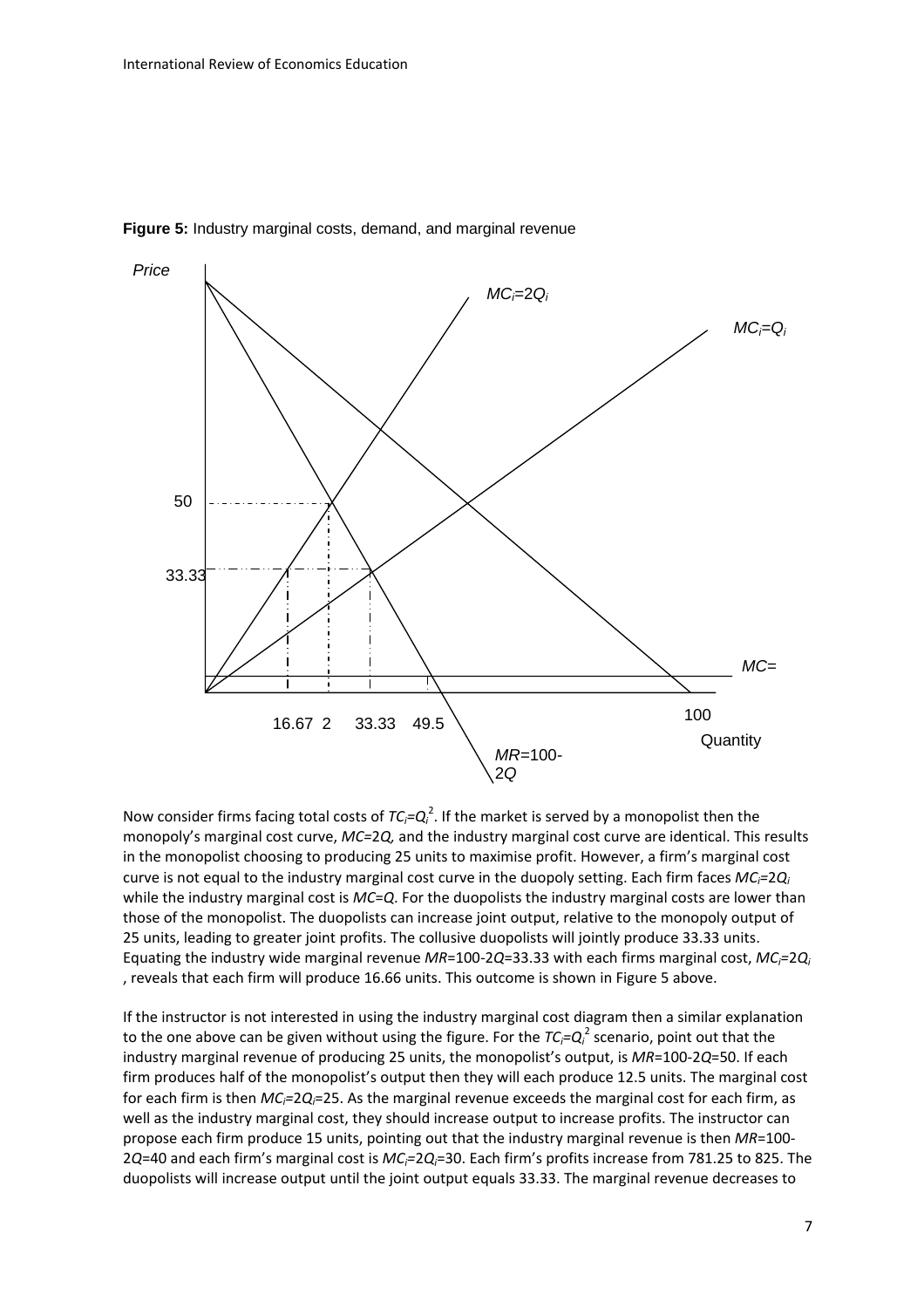**Figure 5:** Industry marginal costs, demand, and marginal revenue

Now consider firms facing total costs of $TC_i=Q_i^2$. If the market is served by a monopolist then the monopolist's marginal cost curve, $MC=2Q$, and the industry marginal cost curve are identical. This results in the monopolist choosing to producing 25 units to maximise profit. However, a firm's marginal cost curve is not equal to the industry marginal cost curve in the duopoly setting. Each firm faces $MC_i=2Q_i$ while the industry marginal cost is $MC=Q$. For the duopolists the industry marginal costs are lower than those of the monopolist. The duopolists can increase joint output, relative to the monopoly output of 25 units, leading to greater joint profits. The collusive duopolists will jointly produce 33.33 units. Equating the industry wide marginal revenue $MR=100-2Q=33.33$ with each firms marginal cost, $MC_i=2Q_i$ , reveals that each firm will produce 16.66 units. This outcome is shown in Figure 5 above.

If the instructor is not interested in using the industry marginal cost diagram then a similar explanation to the one above can be given without using the figure. For the $TC_i=Q_i^2$ scenario, point out that the industry marginal revenue of producing 25 units, the monopolist's output, is $MR=100-2Q=50$. If each firm produces half of the monopolist's output then they will each produce 12.5 units. The marginal cost for each firm is then $MC_i=2Q_i=25$. As the marginal revenue exceeds the marginal cost for each firm, as well as the industry marginal cost, they should increase output to increase profits. The instructor can propose each firm produce 15 units, pointing out that the industry marginal revenue is then $MR=100-2Q=40$ and each firm's marginal cost is $MC_i=2Q_i=30$. Each firm's profits increase from 781.25 to 825. The duopolists will increase output until the joint output equals 33.33. The marginal revenue decreases to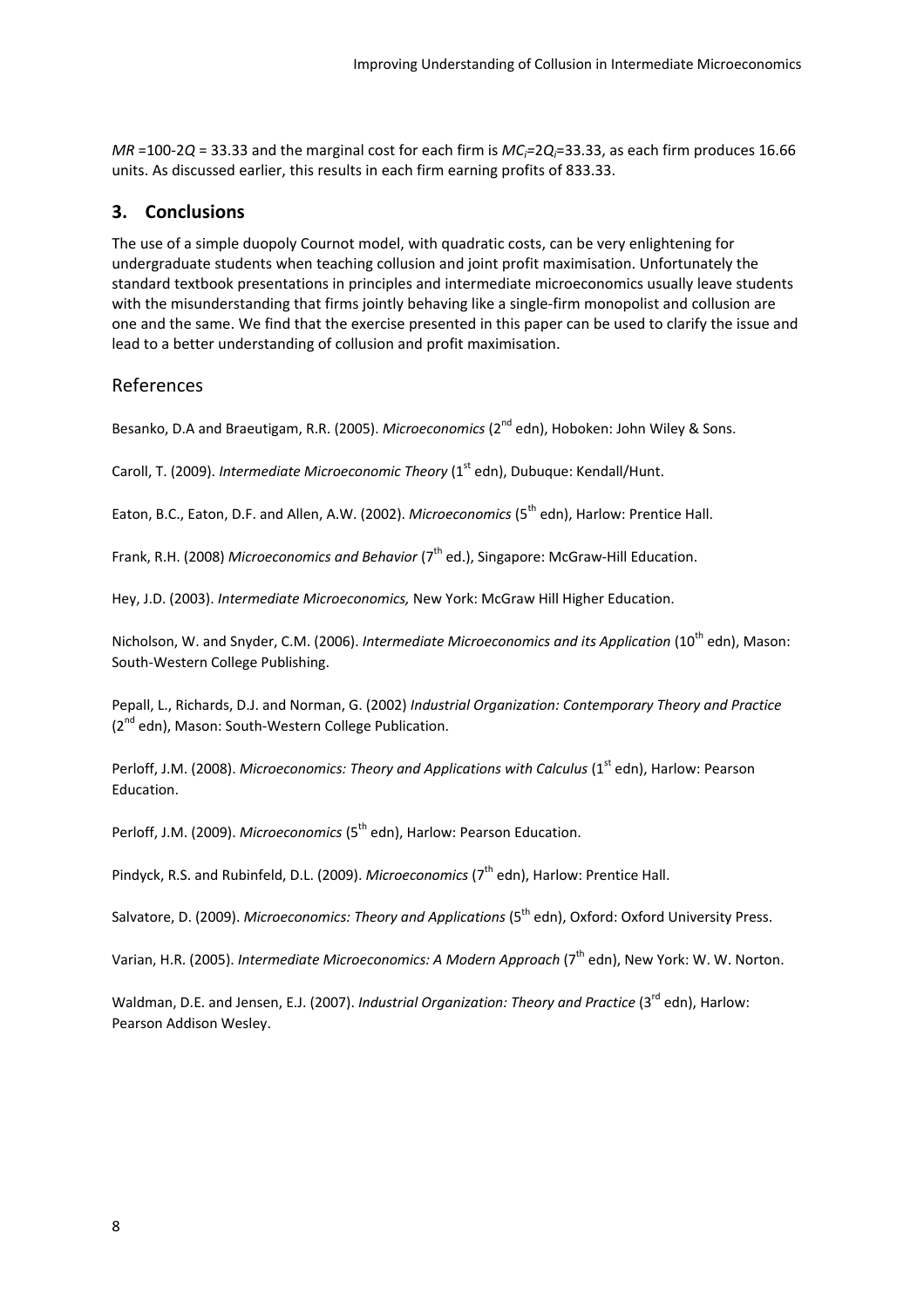$MR = 100\text{-}2Q = 33.33$ and the marginal cost for each firm is $MC_i = 2Q_i = 33.33$, as each firm produces 16.66 units. As discussed earlier, this results in each firm earning profits of 833.33.

## 3. Conclusions

The use of a simple duopoly Cournot model, with quadratic costs, can be very enlightening for undergraduate students when teaching collusion and joint profit maximisation. Unfortunately the standard textbook presentations in principles and intermediate microeconomics usually leave students with the misunderstanding that firms jointly behaving like a single-firm monopolist and collusion are one and the same. We find that the exercise presented in this paper can be used to clarify the issue and lead to a better understanding of collusion and profit maximisation.

## References

Besanko, D.A and Braeutigam, R.R. (2005). *Microeconomics* (2nd edn), Hoboken: John Wiley & Sons.

Caroll, T. (2009). *Intermediate Microeconomic Theory* (1st edn), Dubuque: Kendall/Hunt.

Eaton, B.C., Eaton, D.F. and Allen, A.W. (2002). *Microeconomics* (5th edn), Harlow: Prentice Hall.

Frank, R.H. (2008) *Microeconomics and Behavior* (7th ed.), Singapore: McGraw-Hill Education.

Hey, J.D. (2003). *Intermediate Microeconomics,* New York: McGraw Hill Higher Education.

Nicholson, W. and Snyder, C.M. (2006). *Intermediate Microeconomics and its Application* (10th edn), Mason: South-Western College Publishing.

Pepall, L., Richards, D.J. and Norman, G. (2002) *Industrial Organization: Contemporary Theory and Practice* (2nd edn), Mason: South-Western College Publication.

Perloff, J.M. (2008). *Microeconomics: Theory and Applications with Calculus* (1st edn), Harlow: Pearson Education.

Perloff, J.M. (2009). *Microeconomics* (5th edn), Harlow: Pearson Education.

Pindyck, R.S. and Rubinfeld, D.L. (2009). *Microeconomics* (7th edn), Harlow: Prentice Hall.

Salvatore, D. (2009). *Microeconomics: Theory and Applications* (5th edn), Oxford: Oxford University Press.

Varian, H.R. (2005). *Intermediate Microeconomics: A Modern Approach* (7th edn), New York: W. W. Norton.

Waldman, D.E. and Jensen, E.J. (2007). *Industrial Organization: Theory and Practice* (3rd edn), Harlow: Pearson Addison Wesley.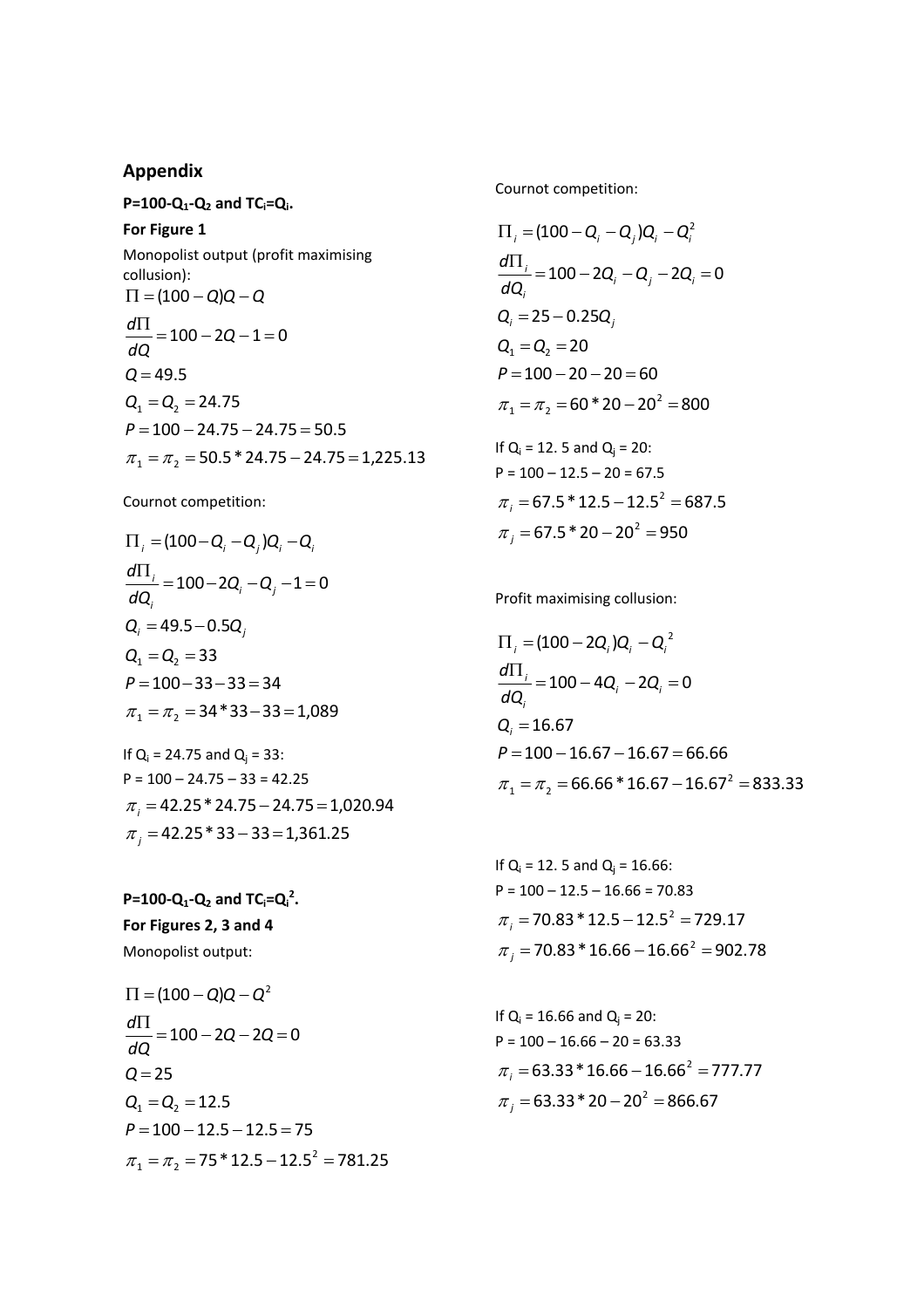## Appendix

**P=100-Q₁-Q₂ and TCᵢ=Qᵢ.**

**For Figure 1**

Monopolist output (profit maximising collusion):

$$\Pi = (100 - Q)Q - Q$$

$$\frac{d\Pi}{dQ} = 100 - 2Q - 1 = 0$$

$$Q = 49.5$$

$$Q_1 = Q_2 = 24.75$$

$$P = 100 - 24.75 - 24.75 = 50.5$$

$$\pi_1 = \pi_2 = 50.5 * 24.75 - 24.75 = 1{,}225.13$$

Cournot competition:

$$\Pi_i = (100 - Q_i - Q_j)Q_i - Q_i$$

$$\frac{d\Pi_i}{dQ_i} = 100 - 2Q_i - Q_j - 1 = 0$$

$$Q_i = 49.5 - 0.5Q_j$$

$$Q_1 = Q_2 = 33$$

$$P = 100 - 33 - 33 = 34$$

$$\pi_1 = \pi_2 = 34 * 33 - 33 = 1{,}089$$

If $Q_i$ = 24.75 and $Q_j$ = 33:

P = 100 – 24.75 – 33 = 42.25

$$\pi_i = 42.25 * 24.75 - 24.75 = 1{,}020.94$$

$$\pi_j = 42.25 * 33 - 33 = 1{,}361.25$$

**P=100-Q₁-Q₂ and TCᵢ=Qᵢ².**

**For Figures 2, 3 and 4**

Monopolist output:

$$\Pi = (100 - Q)Q - Q^2$$

$$\frac{d\Pi}{dQ} = 100 - 2Q - 2Q = 0$$

$$Q = 25$$

$$Q_1 = Q_2 = 12.5$$

$$P = 100 - 12.5 - 12.5 = 75$$

$$\pi_1 = \pi_2 = 75 * 12.5 - 12.5^2 = 781.25$$

Cournot competition:

$$\Pi_i = (100 - Q_i - Q_j)Q_i - Q_i^2$$

$$\frac{d\Pi_i}{dQ_i} = 100 - 2Q_i - Q_j - 2Q_i = 0$$

$$Q_i = 25 - 0.25Q_j$$

$$Q_1 = Q_2 = 20$$

$$P = 100 - 20 - 20 = 60$$

$$\pi_1 = \pi_2 = 60 * 20 - 20^2 = 800$$

If $Q_i$ = 12. 5 and $Q_j$ = 20:

P = 100 – 12.5 – 20 = 67.5

$$\pi_i = 67.5 * 12.5 - 12.5^2 = 687.5$$

$$\pi_j = 67.5 * 20 - 20^2 = 950$$

Profit maximising collusion:

$$\Pi_i = (100 - 2Q_i)Q_i - Q_i^2$$

$$\frac{d\Pi_i}{dQ_i} = 100 - 4Q_i - 2Q_i = 0$$

$$Q_i = 16.67$$

$$P = 100 - 16.67 - 16.67 = 66.66$$

$$\pi_1 = \pi_2 = 66.66 * 16.67 - 16.67^2 = 833.33$$

If $Q_i$ = 12. 5 and $Q_j$ = 16.66:

P = 100 – 12.5 – 16.66 = 70.83

$$\pi_i = 70.83 * 12.5 - 12.5^2 = 729.17$$

$$\pi_j = 70.83 * 16.66 - 16.66^2 = 902.78$$

If $Q_i$ = 16.66 and $Q_j$ = 20:

P = 100 – 16.66 – 20 = 63.33

$$\pi_i = 63.33 * 16.66 - 16.66^2 = 777.77$$

$$\pi_j = 63.33 * 20 - 20^2 = 866.67$$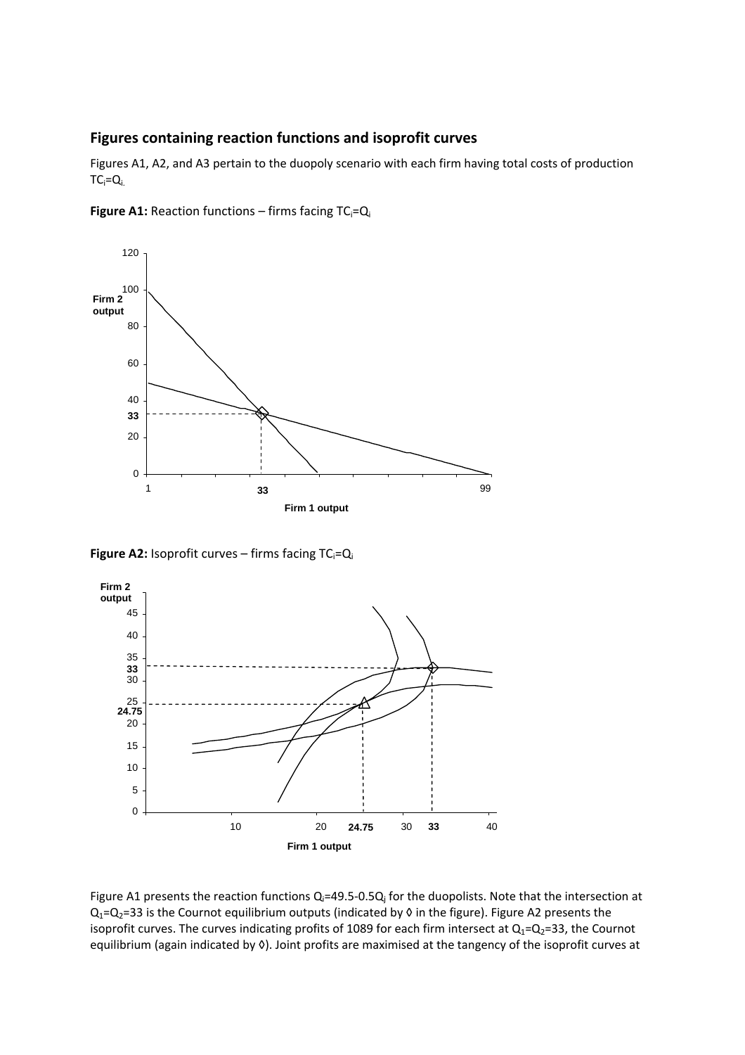## Figures containing reaction functions and isoprofit curves

Figures A1, A2, and A3 pertain to the duopoly scenario with each firm having total costs of production $TC_i=Q_i$.

**Figure A1:** Reaction functions – firms facing $TC_i=Q_i$

**Figure A2:** Isoprofit curves – firms facing $TC_i=Q_i$

Figure A1 presents the reaction functions $Q_i=49.5-0.5Q_j$ for the duopolists. Note that the intersection at $Q_1=Q_2=33$ is the Cournot equilibrium outputs (indicated by ◊ in the figure). Figure A2 presents the isoprofit curves. The curves indicating profits of 1089 for each firm intersect at $Q_1=Q_2=33$, the Cournot equilibrium (again indicated by ◊). Joint profits are maximised at the tangency of the isoprofit curves at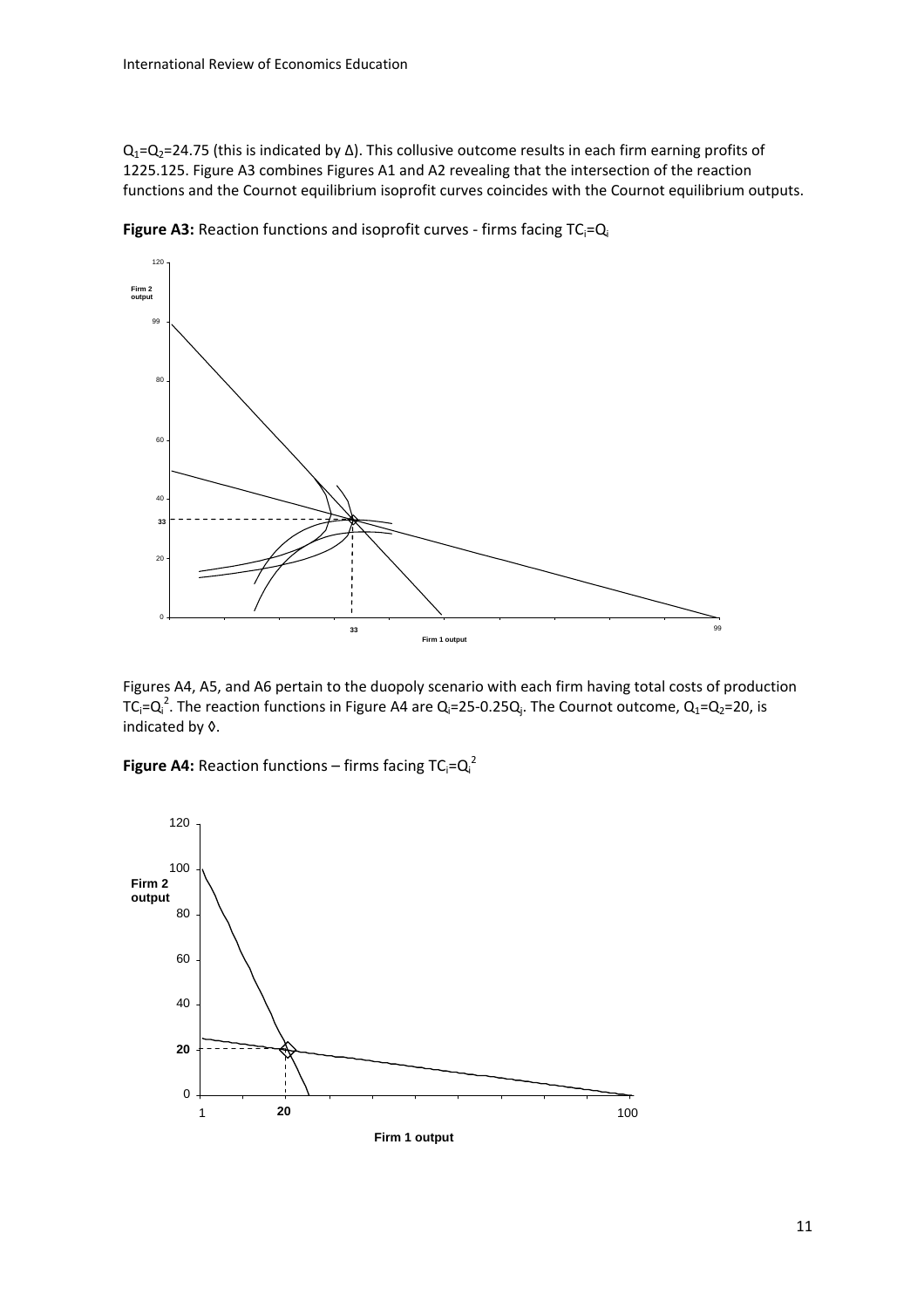$Q_1=Q_2=24.75$ (this is indicated by Δ). This collusive outcome results in each firm earning profits of 1225.125. Figure A3 combines Figures A1 and A2 revealing that the intersection of the reaction functions and the Cournot equilibrium isoprofit curves coincides with the Cournot equilibrium outputs.

**Figure A3:** Reaction functions and isoprofit curves - firms facing $TC_i=Q_i$

Figures A4, A5, and A6 pertain to the duopoly scenario with each firm having total costs of production $TC_i=Q_i^2$. The reaction functions in Figure A4 are $Q_i=25-0.25Q_j$. The Cournot outcome, $Q_1=Q_2=20$, is indicated by ◊.

**Figure A4:** Reaction functions – firms facing $TC_i=Q_i^2$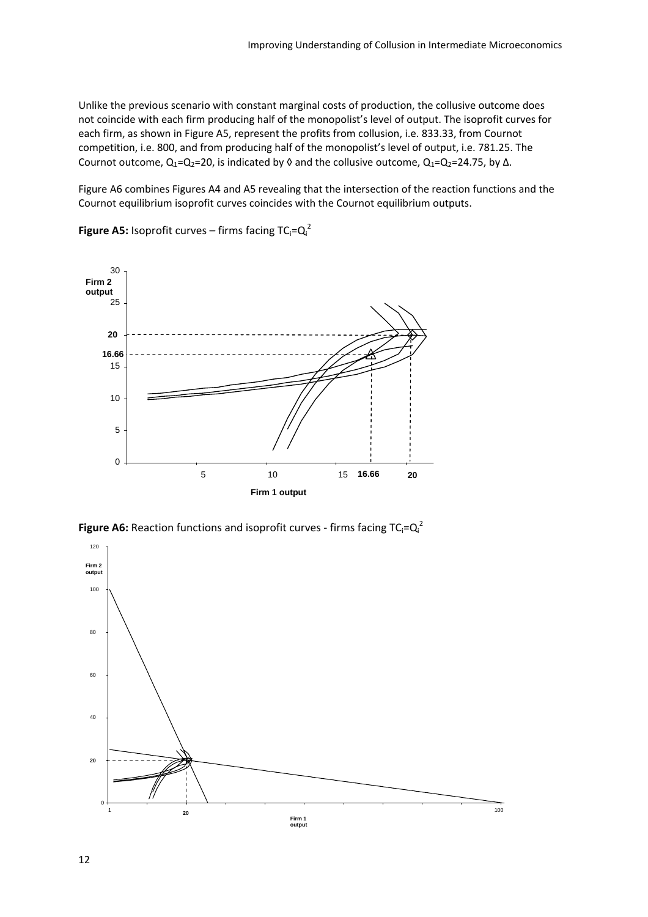Unlike the previous scenario with constant marginal costs of production, the collusive outcome does not coincide with each firm producing half of the monopolist's level of output. The isoprofit curves for each firm, as shown in Figure A5, represent the profits from collusion, i.e. 833.33, from Cournot competition, i.e. 800, and from producing half of the monopolist's level of output, i.e. 781.25. The Cournot outcome, $Q_1=Q_2=20$, is indicated by ◊ and the collusive outcome, $Q_1=Q_2=24.75$, by Δ.

Figure A6 combines Figures A4 and A5 revealing that the intersection of the reaction functions and the Cournot equilibrium isoprofit curves coincides with the Cournot equilibrium outputs.

**Figure A5:** Isoprofit curves – firms facing $TC_i=Q_i^2$

**Figure A6:** Reaction functions and isoprofit curves - firms facing $TC_i=Q_i^2$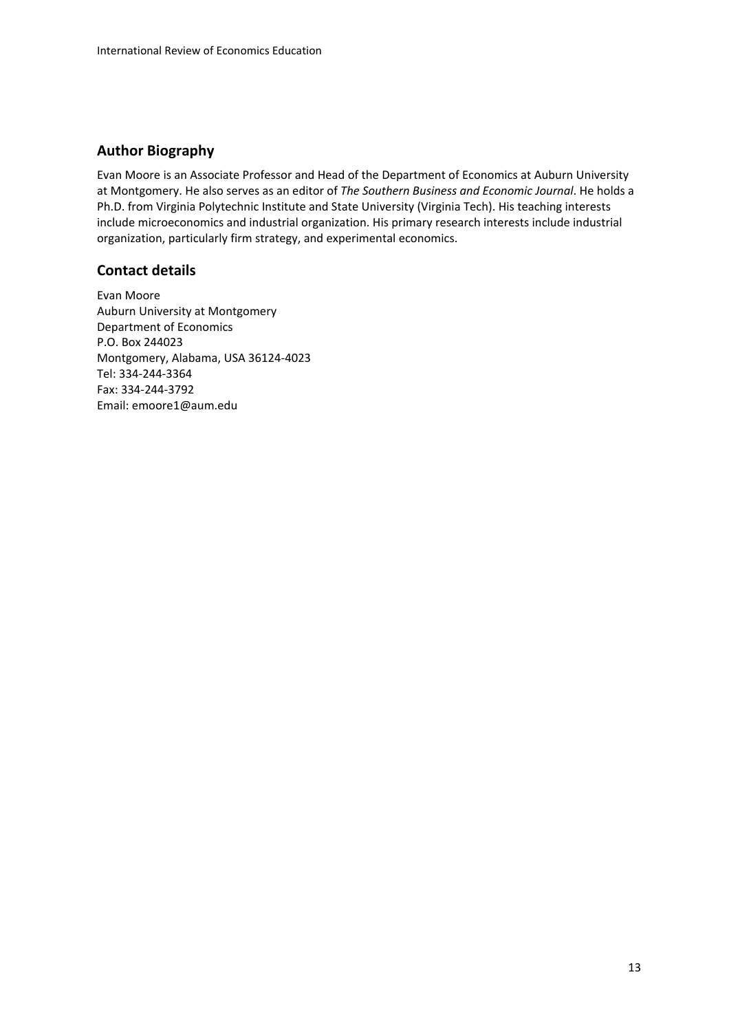## Author Biography

Evan Moore is an Associate Professor and Head of the Department of Economics at Auburn University at Montgomery. He also serves as an editor of *The Southern Business and Economic Journal*. He holds a Ph.D. from Virginia Polytechnic Institute and State University (Virginia Tech). His teaching interests include microeconomics and industrial organization. His primary research interests include industrial organization, particularly firm strategy, and experimental economics.

## Contact details

Evan Moore
Auburn University at Montgomery
Department of Economics
P.O. Box 244023
Montgomery, Alabama, USA 36124-4023
Tel: 334-244-3364
Fax: 334-244-3792
Email: emoore1@aum.edu